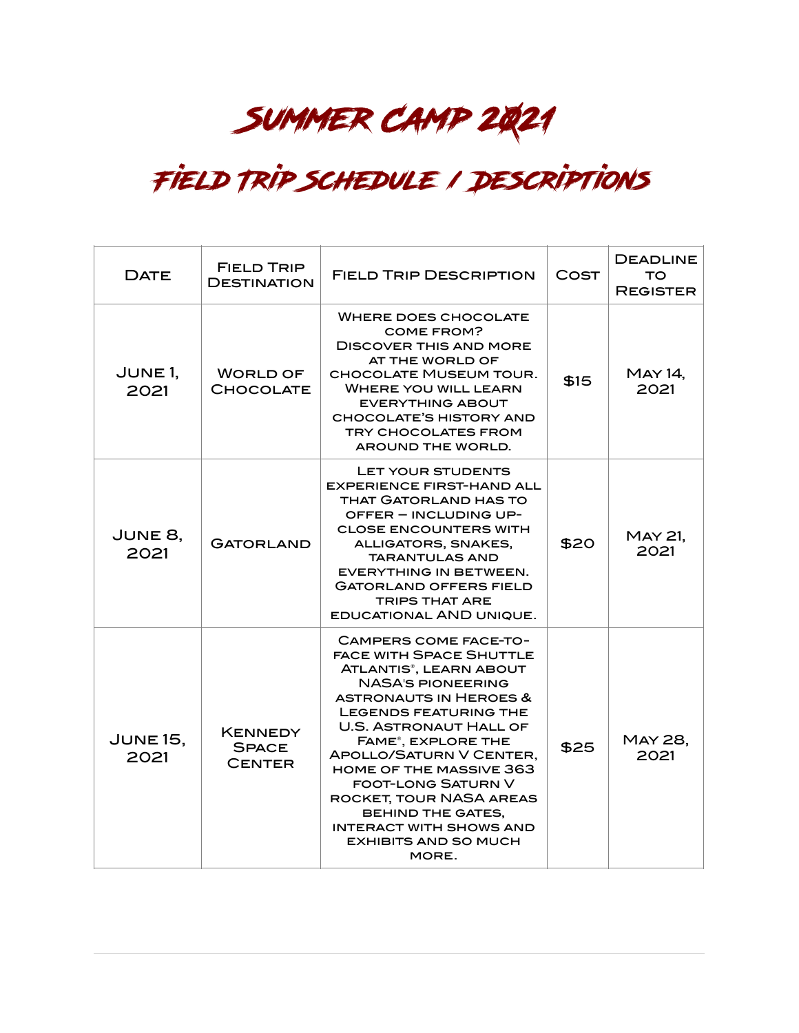# Summer Camp 2021

## Field Trip Schedule / Descriptions

| Date | Field Trip Destination | Field Trip Description | Cost | Deadline to Register |
|---|---|---|---|---|
| June 1, 2021 | World of Chocolate | Where does chocolate come from? Discover this and more at the World of Chocolate Museum tour. Where you will learn everything about chocolate's history and try chocolates from around the world. | $15 | May 14, 2021 |
| June 8, 2021 | Gatorland | Let your students experience first-hand all that Gatorland has to offer – including up-close encounters with alligators, snakes, tarantulas and everything in between. Gatorland offers field trips that are educational AND unique. | $20 | May 21, 2021 |
| June 15, 2021 | Kennedy Space Center | Campers come face-to-face with Space Shuttle Atlantis®, learn about NASA's pioneering astronauts in Heroes & Legends featuring the U.S. Astronaut Hall of Fame®, explore the Apollo/Saturn V Center, home of the massive 363 foot-long Saturn V rocket, tour NASA areas behind the gates, interact with shows and exhibits and so much more. | $25 | May 28, 2021 |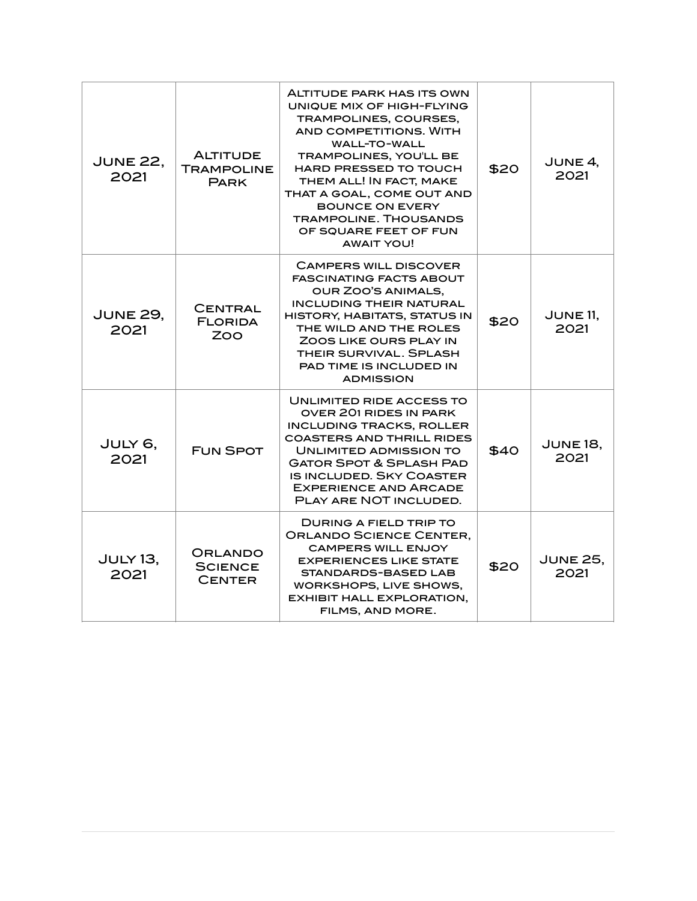| June 22, 2021 | Altitude Trampoline Park | Altitude park has its own unique mix of high-flying trampolines, courses, and competitions. With wall-to-wall trampolines, you'll be hard pressed to touch them all! In fact, make that a goal, come out and bounce on every trampoline. Thousands of square feet of fun await you! | $20 | June 4, 2021 |
|---|---|---|---|---|
| June 29, 2021 | Central Florida Zoo | Campers will discover fascinating facts about our Zoo's animals, including their natural history, habitats, status in the wild and the roles Zoos like ours play in their survival. Splash pad time is included in admission | $20 | June 11, 2021 |
| July 6, 2021 | Fun Spot | Unlimited ride access to over 201 rides in park including tracks, roller coasters and thrill rides Unlimited admission to Gator Spot & Splash Pad is included. Sky Coaster Experience and Arcade Play are NOT included. | $40 | June 18, 2021 |
| July 13, 2021 | Orlando Science Center | During a field trip to Orlando Science Center, campers will enjoy experiences like state standards-based lab workshops, live shows, exhibit hall exploration, films, and more. | $20 | June 25, 2021 |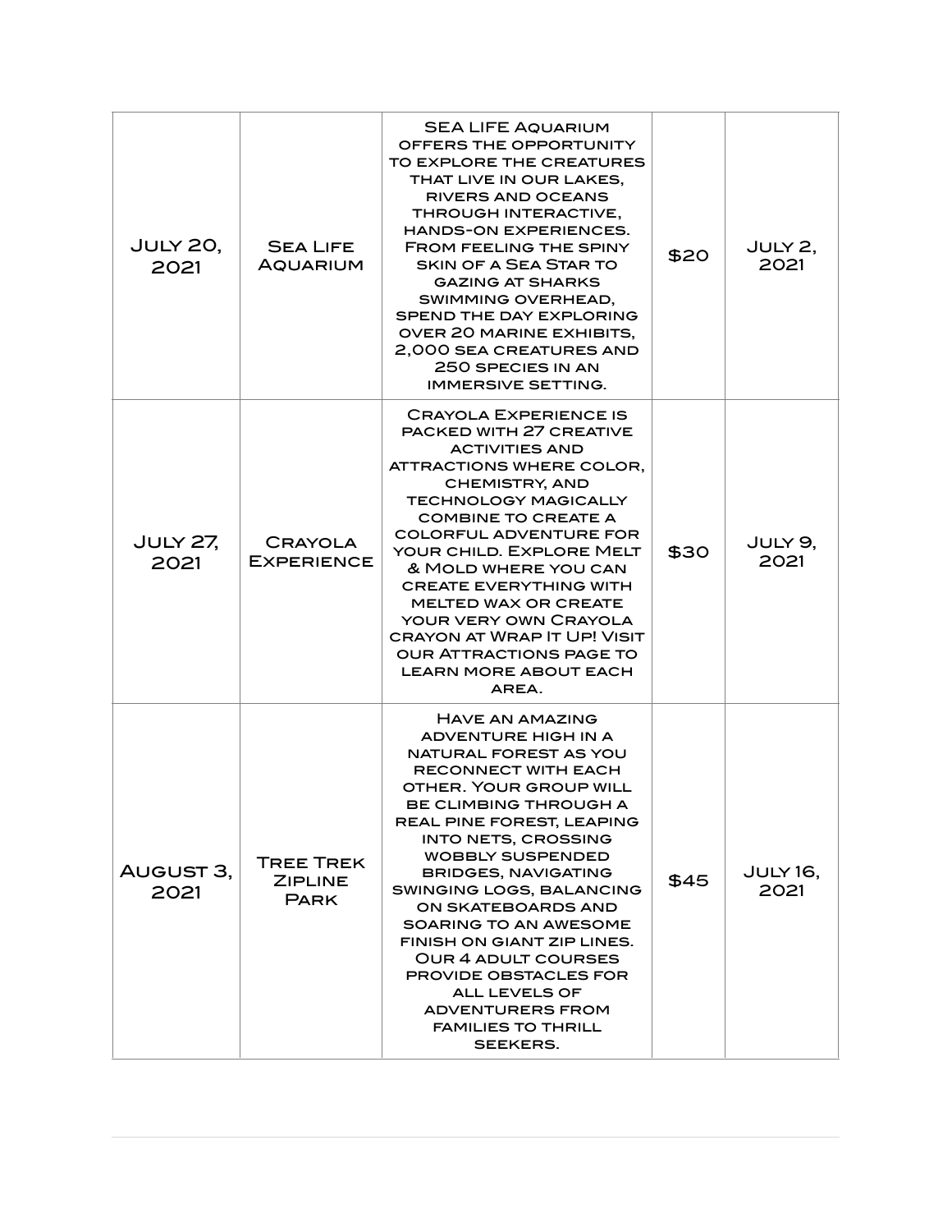| | | | | |
|---|---|---|---|---|
| July 20, 2021 | Sea Life Aquarium | SEA LIFE Aquarium offers the opportunity to explore the creatures that live in our lakes, rivers and oceans through interactive, hands-on experiences. From feeling the spiny skin of a Sea Star to gazing at sharks swimming overhead, spend the day exploring over 20 marine exhibits, 2,000 sea creatures and 250 species in an immersive setting. | $20 | July 2, 2021 |
| July 27, 2021 | Crayola Experience | Crayola Experience is packed with 27 creative activities and attractions where color, chemistry, and technology magically combine to create a colorful adventure for your child. Explore Melt & Mold where you can create everything with melted wax or create your very own Crayola crayon at Wrap It Up! Visit our Attractions page to learn more about each area. | $30 | July 9, 2021 |
| August 3, 2021 | Tree Trek Zipline Park | Have an amazing adventure high in a natural forest as you reconnect with each other. Your group will be climbing through a real pine forest, leaping into nets, crossing wobbly suspended bridges, navigating swinging logs, balancing on skateboards and soaring to an awesome finish on giant zip lines. Our 4 adult courses provide obstacles for all levels of adventurers from families to thrill seekers. | $45 | July 16, 2021 |